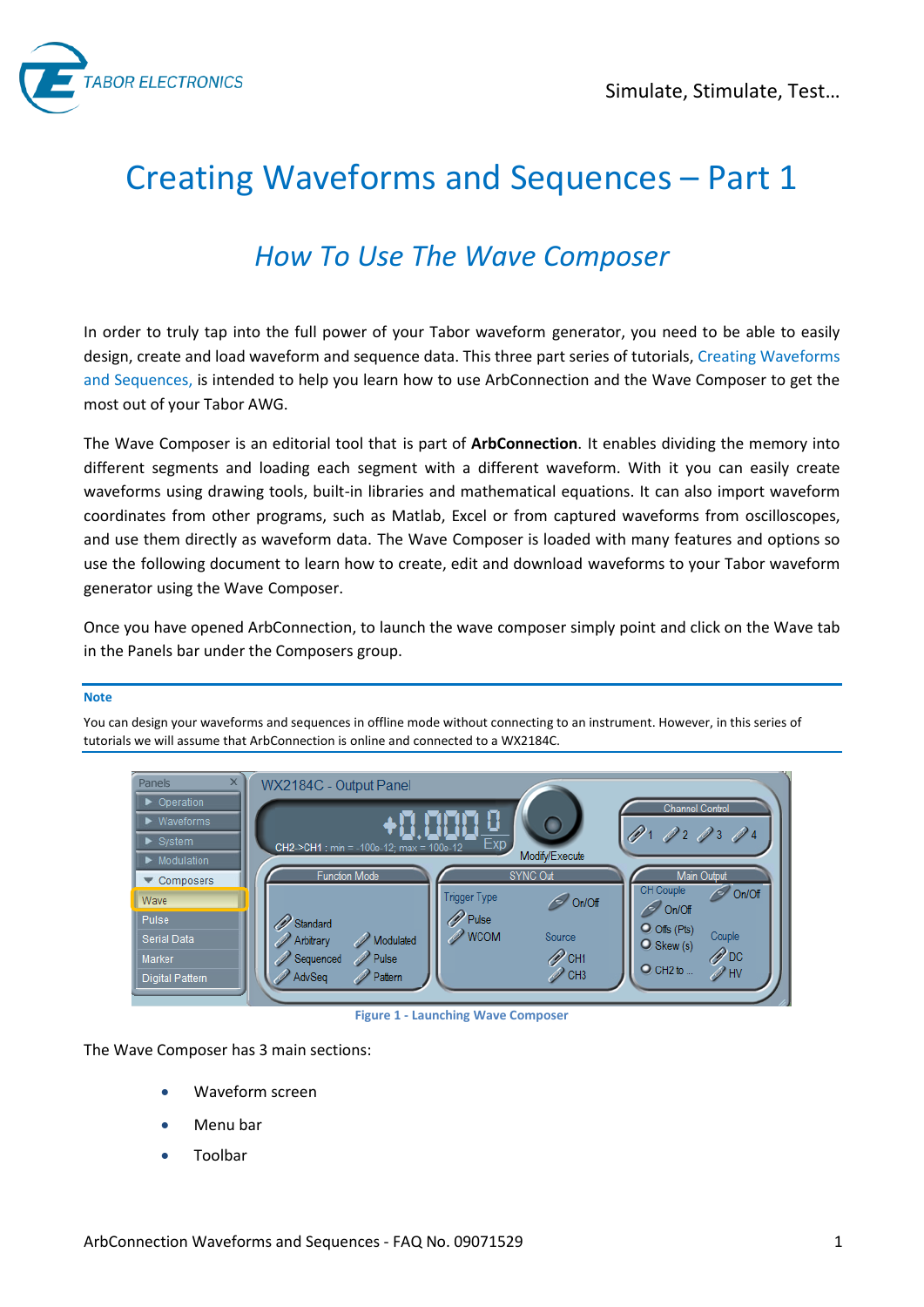# Creating Waveforms and Sequences – Part 1

## *How To Use The Wave Composer*

In order to truly tap into the full power of your Tabor waveform generator, you need to be able to easily design, create and load waveform and sequence data. This three part series of tutorials, Creating Waveforms and Sequences, is intended to help you learn how to use ArbConnection and the Wave Composer to get the most out of your Tabor AWG.

The Wave Composer is an editorial tool that is part of **ArbConnection**. It enables dividing the memory into different segments and loading each segment with a different waveform. With it you can easily create waveforms using drawing tools, built-in libraries and mathematical equations. It can also import waveform coordinates from other programs, such as Matlab, Excel or from captured waveforms from oscilloscopes, and use them directly as waveform data. The Wave Composer is loaded with many features and options so use the following document to learn how to create, edit and download waveforms to your Tabor waveform generator using the Wave Composer.

Once you have opened ArbConnection, to launch the wave composer simply point and click on the Wave tab in the Panels bar under the Composers group.

**Note**

You can design your waveforms and sequences in offline mode without connecting to an instrument. However, in this series of tutorials we will assume that ArbConnection is online and connected to a WX2184C.

Figure 1 - Launching Wave Composer

The Wave Composer has 3 main sections:

- Waveform screen
- Menu bar
- Toolbar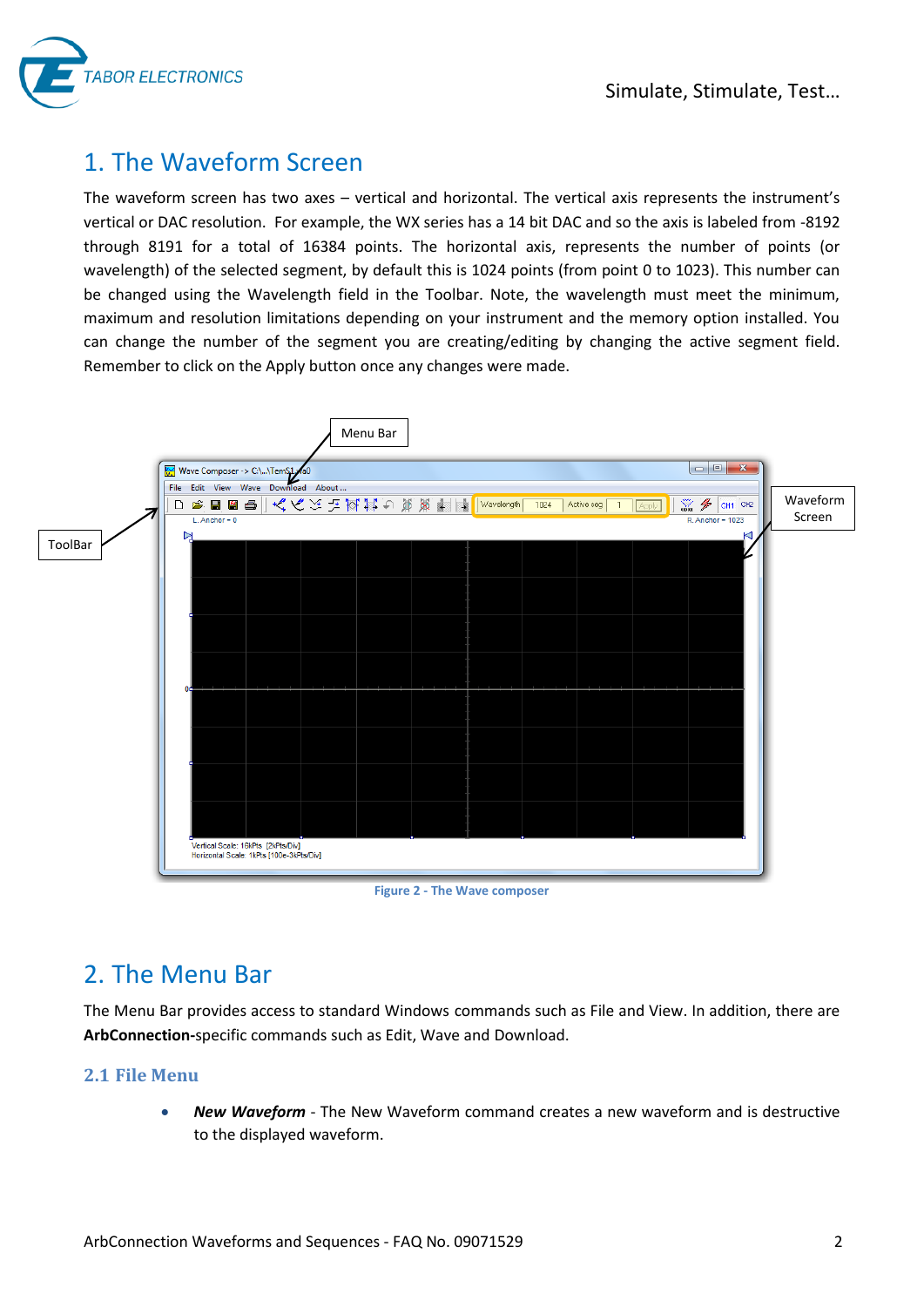# 1. The Waveform Screen

The waveform screen has two axes – vertical and horizontal. The vertical axis represents the instrument's vertical or DAC resolution. For example, the WX series has a 14 bit DAC and so the axis is labeled from -8192 through 8191 for a total of 16384 points. The horizontal axis, represents the number of points (or wavelength) of the selected segment, by default this is 1024 points (from point 0 to 1023). This number can be changed using the Wavelength field in the Toolbar. Note, the wavelength must meet the minimum, maximum and resolution limitations depending on your instrument and the memory option installed. You can change the number of the segment you are creating/editing by changing the active segment field. Remember to click on the Apply button once any changes were made.

Figure 2 - The Wave composer

# 2. The Menu Bar

The Menu Bar provides access to standard Windows commands such as File and View. In addition, there are **ArbConnection-**specific commands such as Edit, Wave and Download.

## 2.1 File Menu

- ***New Waveform*** - The New Waveform command creates a new waveform and is destructive to the displayed waveform.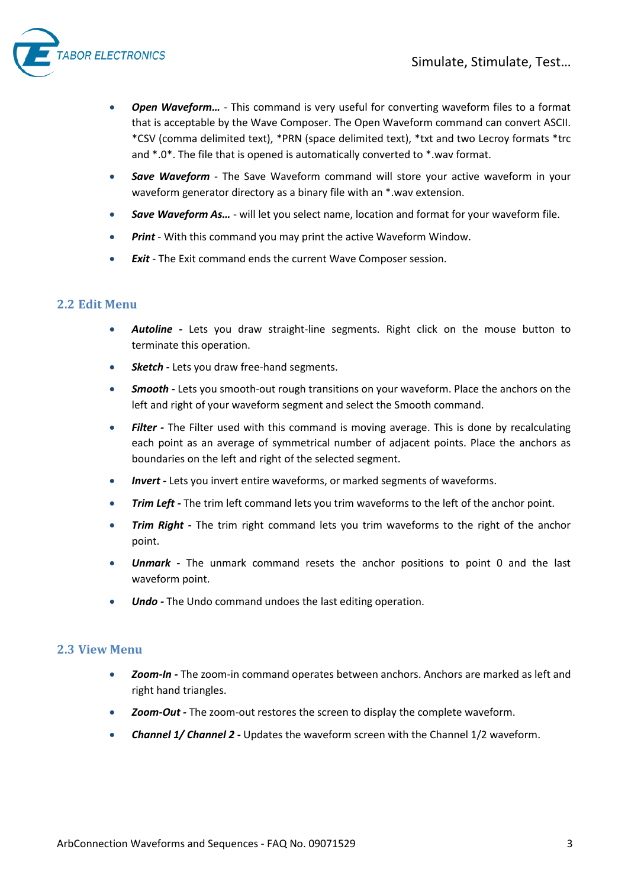- ***Open Waveform…*** - This command is very useful for converting waveform files to a format that is acceptable by the Wave Composer. The Open Waveform command can convert ASCII. *CSV (comma delimited text), *PRN (space delimited text), *txt and two Lecroy formats *trc and *.0*. The file that is opened is automatically converted to *.wav format.
- ***Save Waveform*** - The Save Waveform command will store your active waveform in your waveform generator directory as a binary file with an *.wav extension.
- ***Save Waveform As…*** - will let you select name, location and format for your waveform file.
- ***Print*** - With this command you may print the active Waveform Window.
- ***Exit*** - The Exit command ends the current Wave Composer session.

## 2.2 Edit Menu

- ***Autoline -*** Lets you draw straight-line segments. Right click on the mouse button to terminate this operation.
- ***Sketch -*** Lets you draw free-hand segments.
- ***Smooth -*** Lets you smooth-out rough transitions on your waveform. Place the anchors on the left and right of your waveform segment and select the Smooth command.
- ***Filter -*** The Filter used with this command is moving average. This is done by recalculating each point as an average of symmetrical number of adjacent points. Place the anchors as boundaries on the left and right of the selected segment.
- ***Invert -*** Lets you invert entire waveforms, or marked segments of waveforms.
- ***Trim Left -*** The trim left command lets you trim waveforms to the left of the anchor point.
- ***Trim Right -*** The trim right command lets you trim waveforms to the right of the anchor point.
- ***Unmark -*** The unmark command resets the anchor positions to point 0 and the last waveform point.
- ***Undo -*** The Undo command undoes the last editing operation.

## 2.3 View Menu

- ***Zoom-In -*** The zoom-in command operates between anchors. Anchors are marked as left and right hand triangles.
- ***Zoom-Out -*** The zoom-out restores the screen to display the complete waveform.
- ***Channel 1/ Channel 2 -*** Updates the waveform screen with the Channel 1/2 waveform.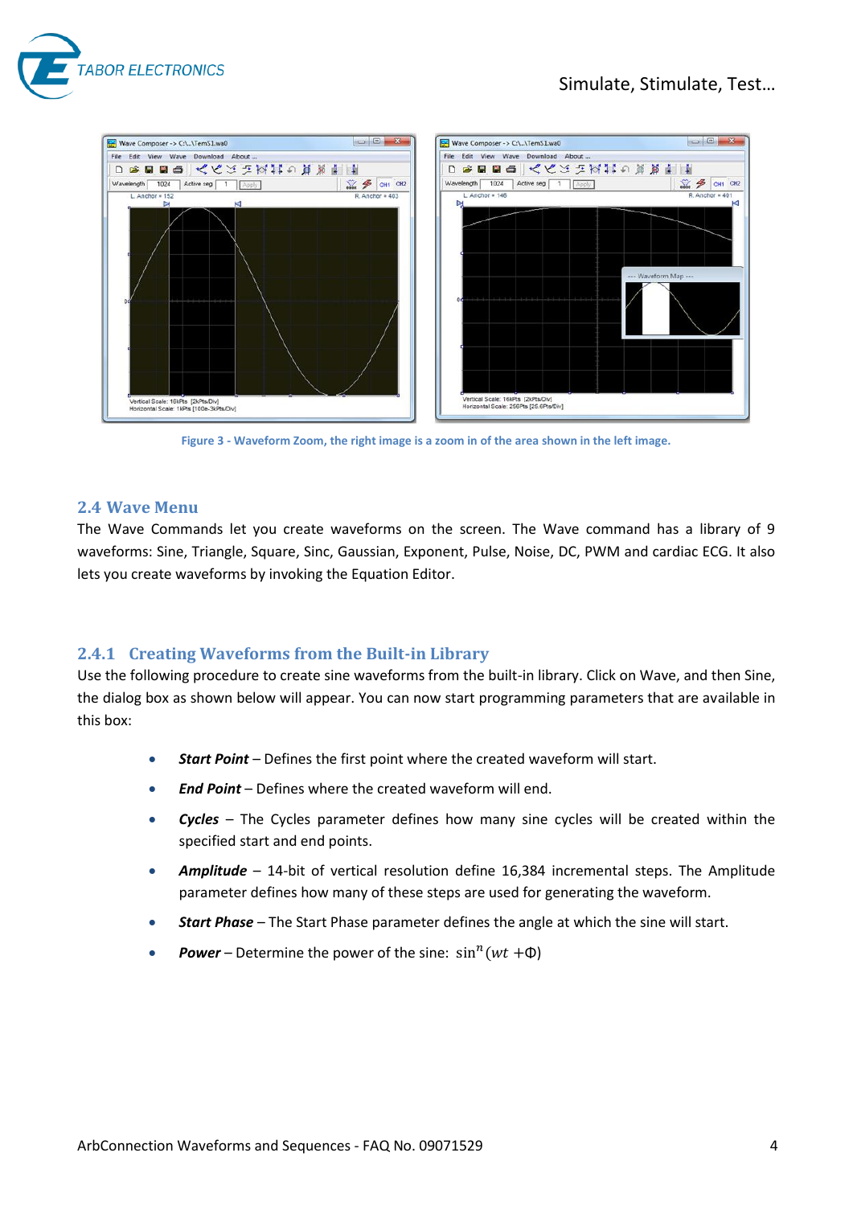Figure 3 - Waveform Zoom, the right image is a zoom in of the area shown in the left image.

## 2.4 Wave Menu

The Wave Commands let you create waveforms on the screen. The Wave command has a library of 9 waveforms: Sine, Triangle, Square, Sinc, Gaussian, Exponent, Pulse, Noise, DC, PWM and cardiac ECG. It also lets you create waveforms by invoking the Equation Editor.

### 2.4.1 Creating Waveforms from the Built-in Library

Use the following procedure to create sine waveforms from the built-in library. Click on Wave, and then Sine, the dialog box as shown below will appear. You can now start programming parameters that are available in this box:

- ***Start Point*** – Defines the first point where the created waveform will start.
- ***End Point*** – Defines where the created waveform will end.
- ***Cycles*** – The Cycles parameter defines how many sine cycles will be created within the specified start and end points.
- ***Amplitude*** – 14-bit of vertical resolution define 16,384 incremental steps. The Amplitude parameter defines how many of these steps are used for generating the waveform.
- ***Start Phase*** – The Start Phase parameter defines the angle at which the sine will start.
- ***Power*** – Determine the power of the sine: $\sin^n(wt + \Phi)$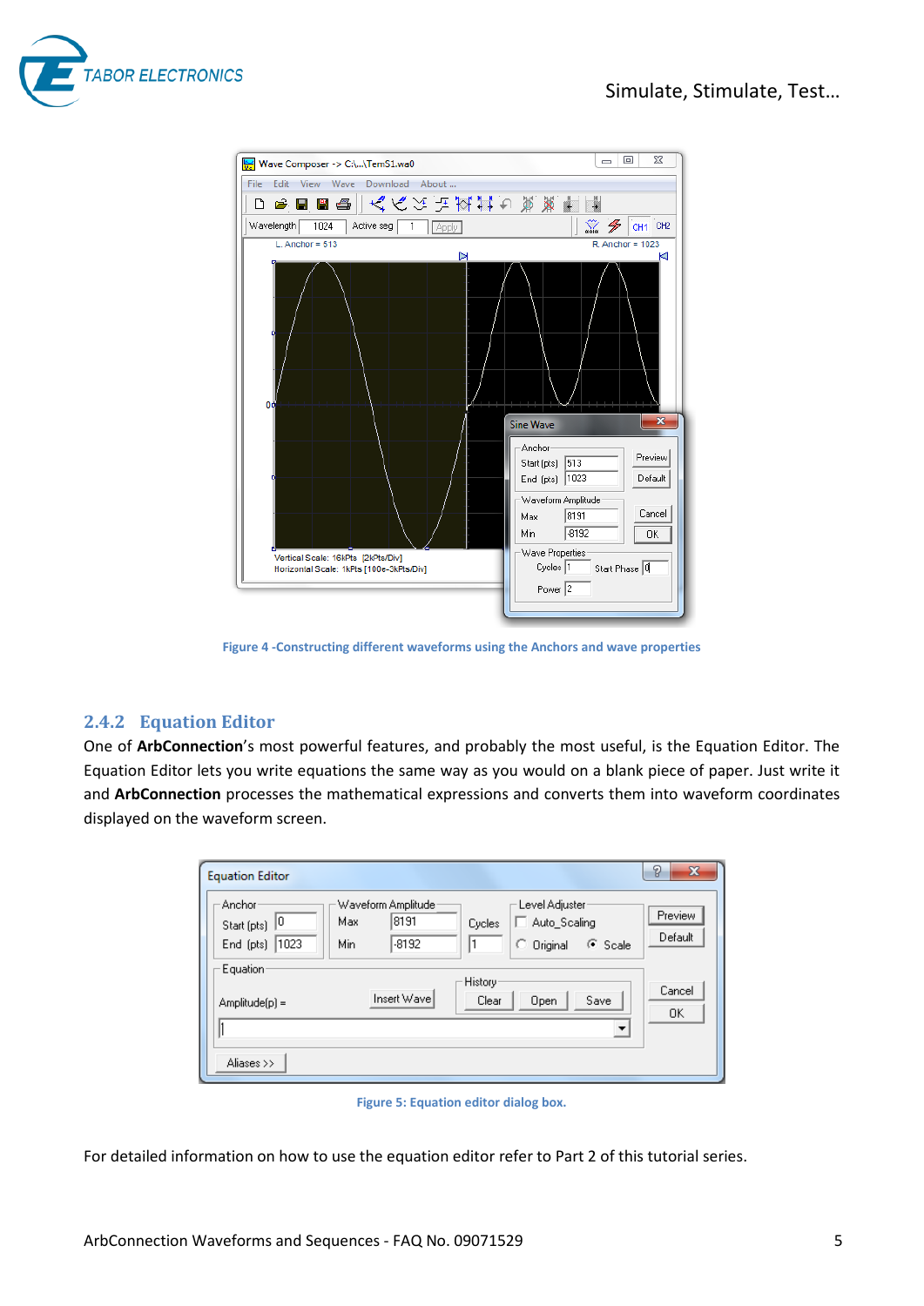Figure 4 -Constructing different waveforms using the Anchors and wave properties

### 2.4.2 Equation Editor

One of **ArbConnection**'s most powerful features, and probably the most useful, is the Equation Editor. The Equation Editor lets you write equations the same way as you would on a blank piece of paper. Just write it and **ArbConnection** processes the mathematical expressions and converts them into waveform coordinates displayed on the waveform screen.

Figure 5: Equation editor dialog box.

For detailed information on how to use the equation editor refer to Part 2 of this tutorial series.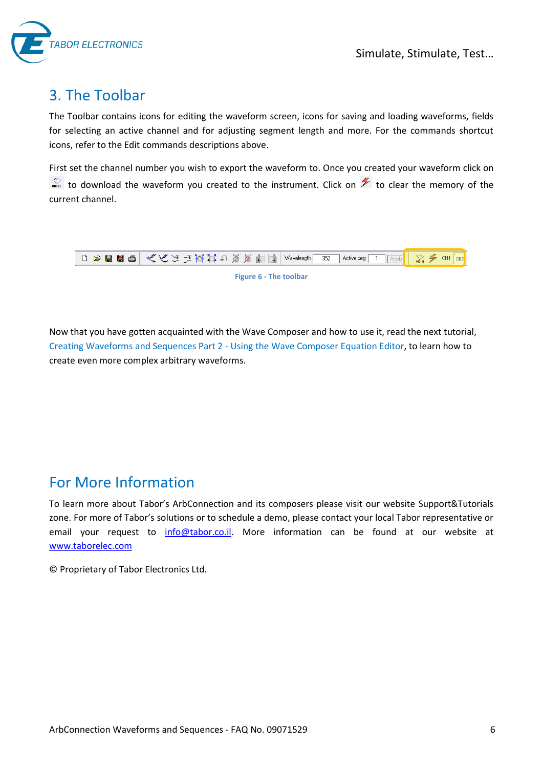# 3. The Toolbar

The Toolbar contains icons for editing the waveform screen, icons for saving and loading waveforms, fields for selecting an active channel and for adjusting segment length and more. For the commands shortcut icons, refer to the Edit commands descriptions above.

First set the channel number you wish to export the waveform to. Once you created your waveform click on to download the waveform you created to the instrument. Click on to clear the memory of the current channel.

Wavelength 352 Active seg 1 Apply CH1 CH2

Figure 6 - The toolbar

Now that you have gotten acquainted with the Wave Composer and how to use it, read the next tutorial, Creating Waveforms and Sequences Part 2 - Using the Wave Composer Equation Editor, to learn how to create even more complex arbitrary waveforms.

# For More Information

To learn more about Tabor's ArbConnection and its composers please visit our website Support&Tutorials zone. For more of Tabor's solutions or to schedule a demo, please contact your local Tabor representative or email your request to info@tabor.co.il. More information can be found at our website at www.taborelec.com

© Proprietary of Tabor Electronics Ltd.